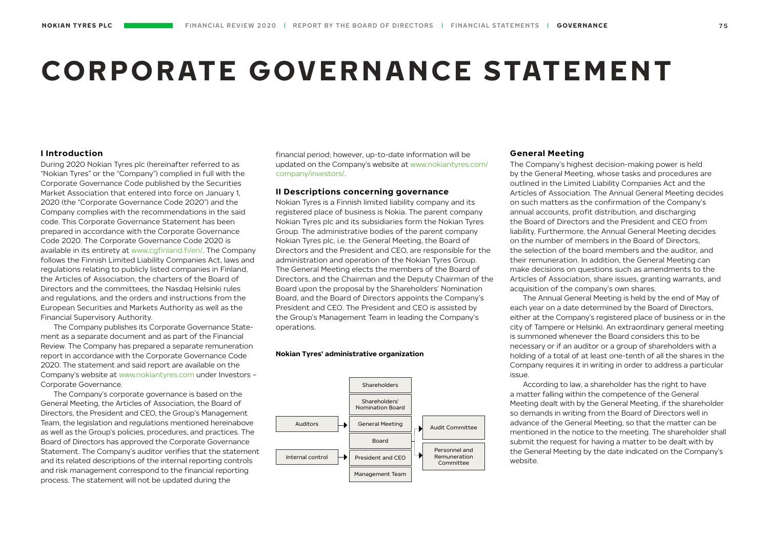# CORPORATE GOVERNANCE STATEMENT

## I Introduction

During 2020 Nokian Tyres plc (hereinafter referred to as "Nokian Tyres" or the "Company") complied in full with the Corporate Governance Code published by the Securities Market Association that entered into force on January 1, 2020 (the "Corporate Governance Code 2020") and the Company complies with the recommendations in the said code. This Corporate Governance Statement has been prepared in accordance with the Corporate Governance Code 2020. The Corporate Governance Code 2020 is available in its entirety at www.cgfinland.fi/en/. The Company follows the Finnish Limited Liability Companies Act, laws and regulations relating to publicly listed companies in Finland, the Articles of Association, the charters of the Board of Directors and the committees, the Nasdaq Helsinki rules and regulations, and the orders and instructions from the European Securities and Markets Authority as well as the Financial Supervisory Authority.

The Company publishes its Corporate Governance Statement as a separate document and as part of the Financial Review. The Company has prepared a separate remuneration report in accordance with the Corporate Governance Code 2020. The statement and said report are available on the Company's website at www.nokiantyres.com under Investors – Corporate Governance.

The Company's corporate governance is based on the General Meeting, the Articles of Association, the Board of Directors, the President and CEO, the Group's Management Team, the legislation and regulations mentioned hereinabove as well as the Group's policies, procedures, and practices. The Board of Directors has approved the Corporate Governance Statement. The Company's auditor verifies that the statement and its related descriptions of the internal reporting controls and risk management correspond to the financial reporting process. The statement will not be updated during the financial period; however, up-to-date information will be updated on the Company's website at www.nokiantyres.com/company/investors/.

## II Descriptions concerning governance

Nokian Tyres is a Finnish limited liability company and its registered place of business is Nokia. The parent company Nokian Tyres plc and its subsidiaries form the Nokian Tyres Group. The administrative bodies of the parent company Nokian Tyres plc, i.e. the General Meeting, the Board of Directors and the President and CEO, are responsible for the administration and operation of the Nokian Tyres Group. The General Meeting elects the members of the Board of Directors, and the Chairman and the Deputy Chairman of the Board upon the proposal by the Shareholders' Nomination Board, and the Board of Directors appoints the Company's President and CEO. The President and CEO is assisted by the Group's Management Team in leading the Company's operations.

**Nokian Tyres' administrative organization**

- Shareholders
- Shareholders' Nomination Board
- General Meeting ← Auditors
- Board → Audit Committee; Personnel and Remuneration Committee
- President and CEO ← Internal control
- Management Team

### General Meeting

The Company's highest decision-making power is held by the General Meeting, whose tasks and procedures are outlined in the Limited Liability Companies Act and the Articles of Association. The Annual General Meeting decides on such matters as the confirmation of the Company's annual accounts, profit distribution, and discharging the Board of Directors and the President and CEO from liability. Furthermore, the Annual General Meeting decides on the number of members in the Board of Directors, the selection of the board members and the auditor, and their remuneration. In addition, the General Meeting can make decisions on questions such as amendments to the Articles of Association, share issues, granting warrants, and acquisition of the company's own shares.

The Annual General Meeting is held by the end of May of each year on a date determined by the Board of Directors, either at the Company's registered place of business or in the city of Tampere or Helsinki. An extraordinary general meeting is summoned whenever the Board considers this to be necessary or if an auditor or a group of shareholders with a holding of a total of at least one-tenth of all the shares in the Company requires it in writing in order to address a particular issue.

According to law, a shareholder has the right to have a matter falling within the competence of the General Meeting dealt with by the General Meeting, if the shareholder so demands in writing from the Board of Directors well in advance of the General Meeting, so that the matter can be mentioned in the notice to the meeting. The shareholder shall submit the request for having a matter to be dealt with by the General Meeting by the date indicated on the Company's website.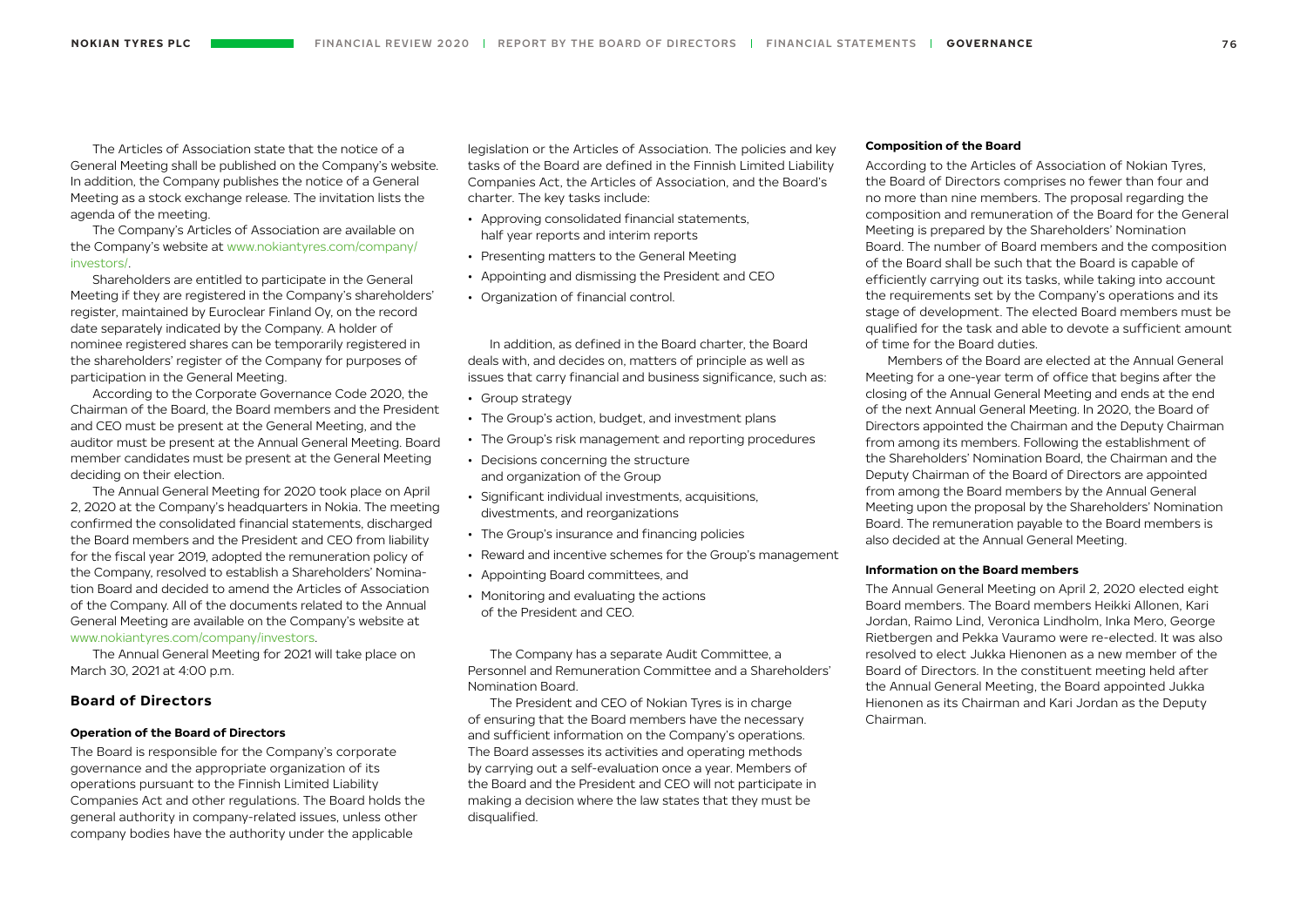The Articles of Association state that the notice of a General Meeting shall be published on the Company's website. In addition, the Company publishes the notice of a General Meeting as a stock exchange release. The invitation lists the agenda of the meeting.

The Company's Articles of Association are available on the Company's website at www.nokiantyres.com/company/investors/.

Shareholders are entitled to participate in the General Meeting if they are registered in the Company's shareholders' register, maintained by Euroclear Finland Oy, on the record date separately indicated by the Company. A holder of nominee registered shares can be temporarily registered in the shareholders' register of the Company for purposes of participation in the General Meeting.

According to the Corporate Governance Code 2020, the Chairman of the Board, the Board members and the President and CEO must be present at the General Meeting, and the auditor must be present at the Annual General Meeting. Board member candidates must be present at the General Meeting deciding on their election.

The Annual General Meeting for 2020 took place on April 2, 2020 at the Company's headquarters in Nokia. The meeting confirmed the consolidated financial statements, discharged the Board members and the President and CEO from liability for the fiscal year 2019, adopted the remuneration policy of the Company, resolved to establish a Shareholders' Nomination Board and decided to amend the Articles of Association of the Company. All of the documents related to the Annual General Meeting are available on the Company's website at www.nokiantyres.com/company/investors.

The Annual General Meeting for 2021 will take place on March 30, 2021 at 4:00 p.m.

## Board of Directors

### Operation of the Board of Directors

The Board is responsible for the Company's corporate governance and the appropriate organization of its operations pursuant to the Finnish Limited Liability Companies Act and other regulations. The Board holds the general authority in company-related issues, unless other company bodies have the authority under the applicable legislation or the Articles of Association. The policies and key tasks of the Board are defined in the Finnish Limited Liability Companies Act, the Articles of Association, and the Board's charter. The key tasks include:

- Approving consolidated financial statements, half year reports and interim reports
- Presenting matters to the General Meeting
- Appointing and dismissing the President and CEO
- Organization of financial control.

In addition, as defined in the Board charter, the Board deals with, and decides on, matters of principle as well as issues that carry financial and business significance, such as:

- Group strategy
- The Group's action, budget, and investment plans
- The Group's risk management and reporting procedures
- Decisions concerning the structure and organization of the Group
- Significant individual investments, acquisitions, divestments, and reorganizations
- The Group's insurance and financing policies
- Reward and incentive schemes for the Group's management
- Appointing Board committees, and
- Monitoring and evaluating the actions of the President and CEO.

The Company has a separate Audit Committee, a Personnel and Remuneration Committee and a Shareholders' Nomination Board.

The President and CEO of Nokian Tyres is in charge of ensuring that the Board members have the necessary and sufficient information on the Company's operations. The Board assesses its activities and operating methods by carrying out a self-evaluation once a year. Members of the Board and the President and CEO will not participate in making a decision where the law states that they must be disqualified.

### Composition of the Board

According to the Articles of Association of Nokian Tyres, the Board of Directors comprises no fewer than four and no more than nine members. The proposal regarding the composition and remuneration of the Board for the General Meeting is prepared by the Shareholders' Nomination Board. The number of Board members and the composition of the Board shall be such that the Board is capable of efficiently carrying out its tasks, while taking into account the requirements set by the Company's operations and its stage of development. The elected Board members must be qualified for the task and able to devote a sufficient amount of time for the Board duties.

Members of the Board are elected at the Annual General Meeting for a one-year term of office that begins after the closing of the Annual General Meeting and ends at the end of the next Annual General Meeting. In 2020, the Board of Directors appointed the Chairman and the Deputy Chairman from among its members. Following the establishment of the Shareholders' Nomination Board, the Chairman and the Deputy Chairman of the Board of Directors are appointed from among the Board members by the Annual General Meeting upon the proposal by the Shareholders' Nomination Board. The remuneration payable to the Board members is also decided at the Annual General Meeting.

### Information on the Board members

The Annual General Meeting on April 2, 2020 elected eight Board members. The Board members Heikki Allonen, Kari Jordan, Raimo Lind, Veronica Lindholm, Inka Mero, George Rietbergen and Pekka Vauramo were re-elected. It was also resolved to elect Jukka Hienonen as a new member of the Board of Directors. In the constituent meeting held after the Annual General Meeting, the Board appointed Jukka Hienonen as its Chairman and Kari Jordan as the Deputy Chairman.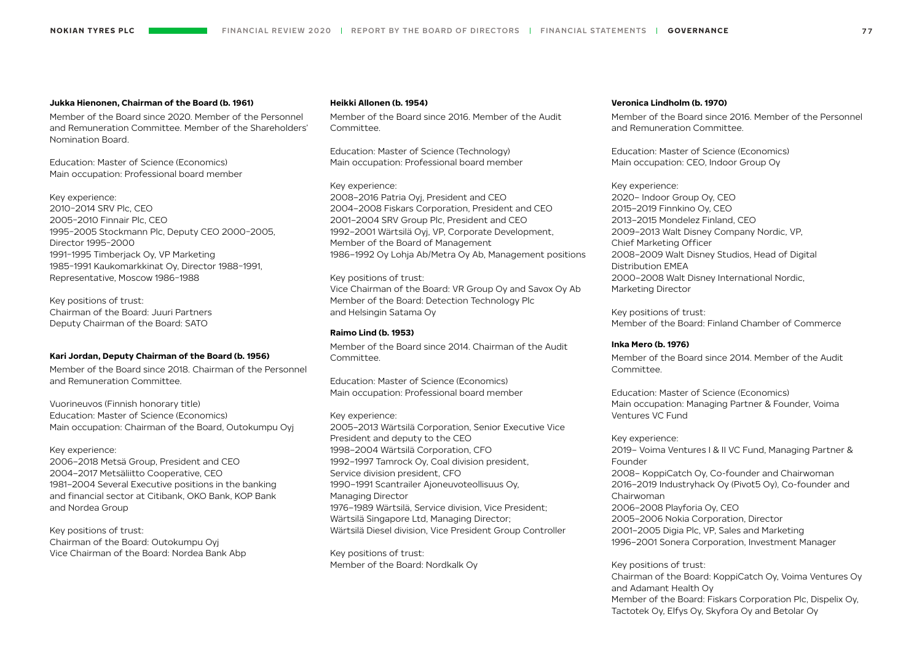**Jukka Hienonen, Chairman of the Board (b. 1961)**

Member of the Board since 2020. Member of the Personnel and Remuneration Committee. Member of the Shareholders' Nomination Board.

Education: Master of Science (Economics)
Main occupation: Professional board member

Key experience:
2010–2014 SRV Plc, CEO
2005–2010 Finnair Plc, CEO
1995–2005 Stockmann Plc, Deputy CEO 2000–2005, Director 1995–2000
1991–1995 Timberjack Oy, VP Marketing
1985–1991 Kaukomarkkinat Oy, Director 1988–1991, Representative, Moscow 1986–1988

Key positions of trust:
Chairman of the Board: Juuri Partners
Deputy Chairman of the Board: SATO

**Kari Jordan, Deputy Chairman of the Board (b. 1956)**

Member of the Board since 2018. Chairman of the Personnel and Remuneration Committee.

Vuorineuvos (Finnish honorary title)
Education: Master of Science (Economics)
Main occupation: Chairman of the Board, Outokumpu Oyj

Key experience:
2006–2018 Metsä Group, President and CEO
2004–2017 Metsäliitto Cooperative, CEO
1981–2004 Several Executive positions in the banking and financial sector at Citibank, OKO Bank, KOP Bank and Nordea Group

Key positions of trust:
Chairman of the Board: Outokumpu Oyj
Vice Chairman of the Board: Nordea Bank Abp

**Heikki Allonen (b. 1954)**

Member of the Board since 2016. Member of the Audit Committee.

Education: Master of Science (Technology)
Main occupation: Professional board member

Key experience:
2008–2016 Patria Oyj, President and CEO
2004–2008 Fiskars Corporation, President and CEO
2001–2004 SRV Group Plc, President and CEO
1992–2001 Wärtsilä Oyj, VP, Corporate Development, Member of the Board of Management
1986–1992 Oy Lohja Ab/Metra Oy Ab, Management positions

Key positions of trust:
Vice Chairman of the Board: VR Group Oy and Savox Oy Ab
Member of the Board: Detection Technology Plc and Helsingin Satama Oy

**Raimo Lind (b. 1953)**

Member of the Board since 2014. Chairman of the Audit Committee.

Education: Master of Science (Economics)
Main occupation: Professional board member

Key experience:
2005–2013 Wärtsilä Corporation, Senior Executive Vice President and deputy to the CEO
1998–2004 Wärtsilä Corporation, CFO
1992–1997 Tamrock Oy, Coal division president, Service division president, CFO
1990–1991 Scantrailer Ajoneuvoteollisuus Oy, Managing Director
1976–1989 Wärtsilä, Service division, Vice President; Wärtsilä Singapore Ltd, Managing Director; Wärtsilä Diesel division, Vice President Group Controller

Key positions of trust:
Member of the Board: Nordkalk Oy

**Veronica Lindholm (b. 1970)**

Member of the Board since 2016. Member of the Personnel and Remuneration Committee.

Education: Master of Science (Economics)
Main occupation: CEO, Indoor Group Oy

Key experience:
2020– Indoor Group Oy, CEO
2015–2019 Finnkino Oy, CEO
2013–2015 Mondelez Finland, CEO
2009–2013 Walt Disney Company Nordic, VP, Chief Marketing Officer
2008–2009 Walt Disney Studios, Head of Digital Distribution EMEA
2000–2008 Walt Disney International Nordic, Marketing Director

Key positions of trust:
Member of the Board: Finland Chamber of Commerce

**Inka Mero (b. 1976)**

Member of the Board since 2014. Member of the Audit Committee.

Education: Master of Science (Economics)
Main occupation: Managing Partner & Founder, Voima Ventures VC Fund

Key experience:
2019– Voima Ventures I & II VC Fund, Managing Partner & Founder
2008– KoppiCatch Oy, Co-founder and Chairwoman
2016–2019 Industryhack Oy (Pivot5 Oy), Co-founder and Chairwoman
2006–2008 Playforia Oy, CEO
2005–2006 Nokia Corporation, Director
2001–2005 Digia Plc, VP, Sales and Marketing
1996–2001 Sonera Corporation, Investment Manager

Key positions of trust:
Chairman of the Board: KoppiCatch Oy, Voima Ventures Oy and Adamant Health Oy
Member of the Board: Fiskars Corporation Plc, Dispelix Oy, Tactotek Oy, Elfys Oy, Skyfora Oy and Betolar Oy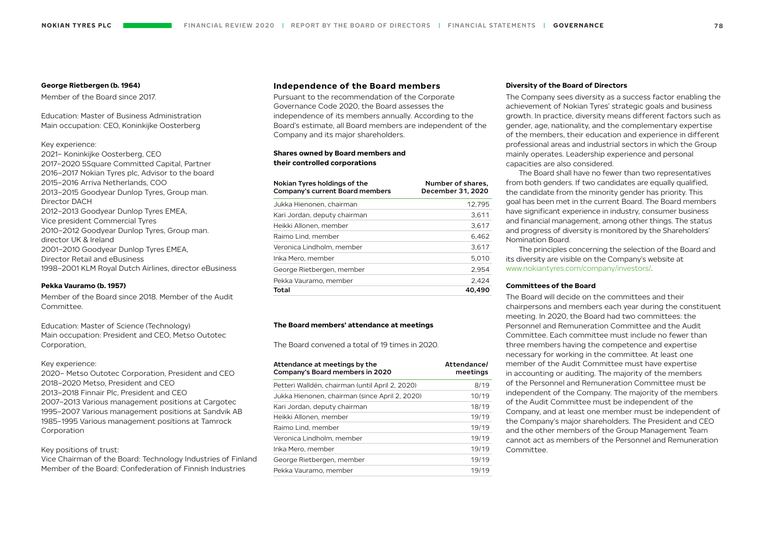#### George Rietbergen (b. 1964)

Member of the Board since 2017.

Education: Master of Business Administration
Main occupation: CEO, Koninkijke Oosterberg

Key experience:
2021– Koninkijke Oosterberg, CEO
2017–2020 5Square Committed Capital, Partner
2016–2017 Nokian Tyres plc, Advisor to the board
2015–2016 Arriva Netherlands, COO
2013–2015 Goodyear Dunlop Tyres, Group man. Director DACH
2012–2013 Goodyear Dunlop Tyres EMEA, Vice president Commercial Tyres
2010–2012 Goodyear Dunlop Tyres, Group man. director UK & Ireland
2001–2010 Goodyear Dunlop Tyres EMEA, Director Retail and eBusiness
1998–2001 KLM Royal Dutch Airlines, director eBusiness

#### Pekka Vauramo (b. 1957)

Member of the Board since 2018. Member of the Audit Committee.

Education: Master of Science (Technology)
Main occupation: President and CEO, Metso Outotec Corporation,

Key experience:
2020– Metso Outotec Corporation, President and CEO
2018–2020 Metso, President and CEO
2013–2018 Finnair Plc, President and CEO
2007–2013 Various management positions at Cargotec
1995–2007 Various management positions at Sandvik AB
1985–1995 Various management positions at Tamrock Corporation

Key positions of trust:
Vice Chairman of the Board: Technology Industries of Finland
Member of the Board: Confederation of Finnish Industries

## Independence of the Board members

Pursuant to the recommendation of the Corporate Governance Code 2020, the Board assesses the independence of its members annually. According to the Board's estimate, all Board members are independent of the Company and its major shareholders.

#### Shares owned by Board members and their controlled corporations

| Nokian Tyres holdings of the Company's current Board members | Number of shares, December 31, 2020 |
|---|---|
| Jukka Hienonen, chairman | 12,795 |
| Kari Jordan, deputy chairman | 3,611 |
| Heikki Allonen, member | 3,617 |
| Raimo Lind, member | 6,462 |
| Veronica Lindholm, member | 3,617 |
| Inka Mero, member | 5,010 |
| George Rietbergen, member | 2,954 |
| Pekka Vauramo, member | 2,424 |
| **Total** | **40,490** |

#### The Board members' attendance at meetings

The Board convened a total of 19 times in 2020.

| Attendance at meetings by the Company's Board members in 2020 | Attendance/ meetings |
|---|---|
| Petteri Walldén, chairman (until April 2, 2020) | 8/19 |
| Jukka Hienonen, chairman (since April 2, 2020) | 10/19 |
| Kari Jordan, deputy chairman | 18/19 |
| Heikki Allonen, member | 19/19 |
| Raimo Lind, member | 19/19 |
| Veronica Lindholm, member | 19/19 |
| Inka Mero, member | 19/19 |
| George Rietbergen, member | 19/19 |
| Pekka Vauramo, member | 19/19 |

#### Diversity of the Board of Directors

The Company sees diversity as a success factor enabling the achievement of Nokian Tyres' strategic goals and business growth. In practice, diversity means different factors such as gender, age, nationality, and the complementary expertise of the members, their education and experience in different professional areas and industrial sectors in which the Group mainly operates. Leadership experience and personal capacities are also considered.

The Board shall have no fewer than two representatives from both genders. If two candidates are equally qualified, the candidate from the minority gender has priority. This goal has been met in the current Board. The Board members have significant experience in industry, consumer business and financial management, among other things. The status and progress of diversity is monitored by the Shareholders' Nomination Board.

The principles concerning the selection of the Board and its diversity are visible on the Company's website at www.nokiantyres.com/company/investors/.

#### Committees of the Board

The Board will decide on the committees and their chairpersons and members each year during the constituent meeting. In 2020, the Board had two committees: the Personnel and Remuneration Committee and the Audit Committee. Each committee must include no fewer than three members having the competence and expertise necessary for working in the committee. At least one member of the Audit Committee must have expertise in accounting or auditing. The majority of the members of the Personnel and Remuneration Committee must be independent of the Company. The majority of the members of the Audit Committee must be independent of the Company, and at least one member must be independent of the Company's major shareholders. The President and CEO and the other members of the Group Management Team cannot act as members of the Personnel and Remuneration Committee.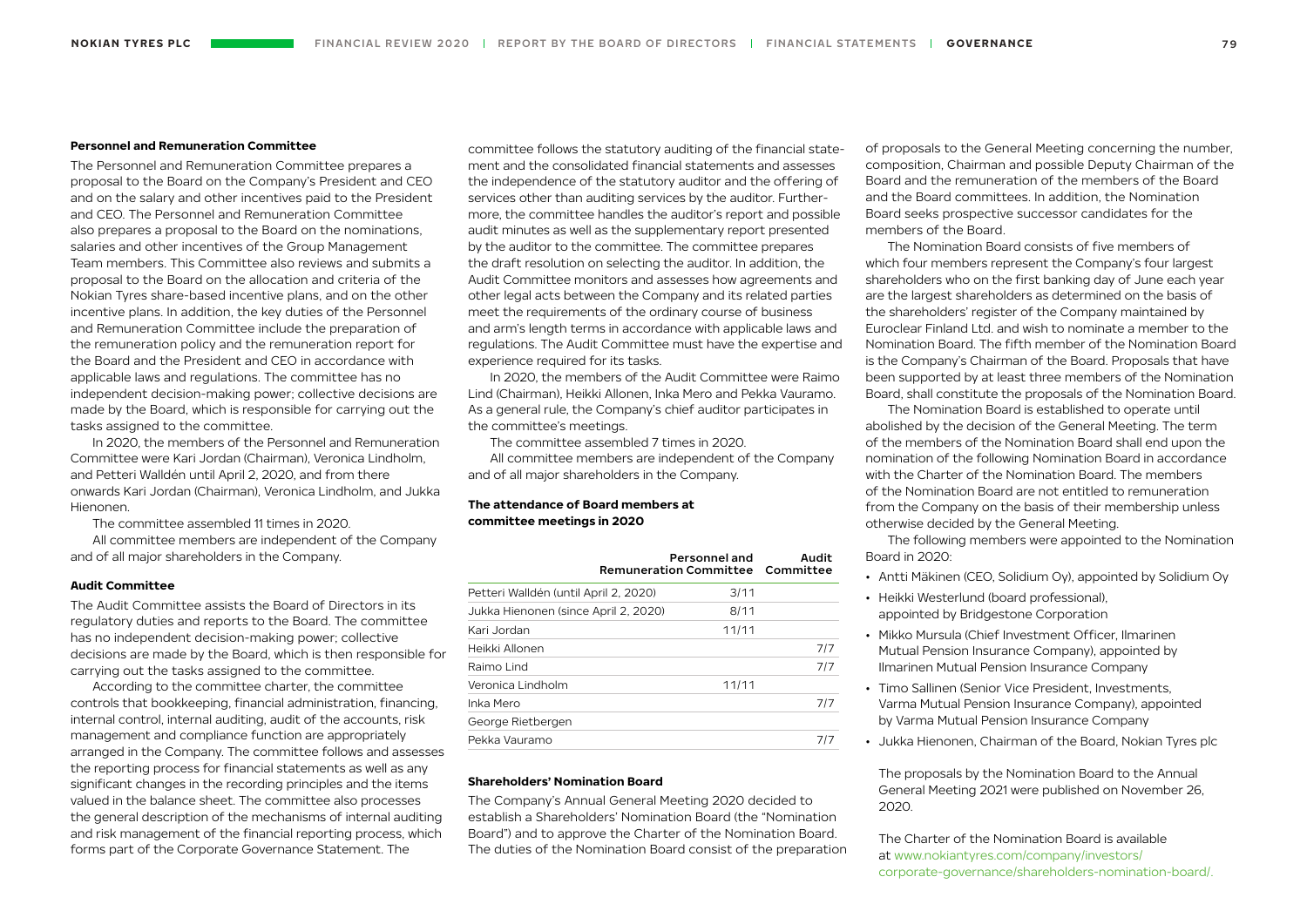#### Personnel and Remuneration Committee

The Personnel and Remuneration Committee prepares a proposal to the Board on the Company's President and CEO and on the salary and other incentives paid to the President and CEO. The Personnel and Remuneration Committee also prepares a proposal to the Board on the nominations, salaries and other incentives of the Group Management Team members. This Committee also reviews and submits a proposal to the Board on the allocation and criteria of the Nokian Tyres share-based incentive plans, and on the other incentive plans. In addition, the key duties of the Personnel and Remuneration Committee include the preparation of the remuneration policy and the remuneration report for the Board and the President and CEO in accordance with applicable laws and regulations. The committee has no independent decision-making power; collective decisions are made by the Board, which is responsible for carrying out the tasks assigned to the committee.

In 2020, the members of the Personnel and Remuneration Committee were Kari Jordan (Chairman), Veronica Lindholm, and Petteri Walldén until April 2, 2020, and from there onwards Kari Jordan (Chairman), Veronica Lindholm, and Jukka Hienonen.

The committee assembled 11 times in 2020.

All committee members are independent of the Company and of all major shareholders in the Company.

#### Audit Committee

The Audit Committee assists the Board of Directors in its regulatory duties and reports to the Board. The committee has no independent decision-making power; collective decisions are made by the Board, which is then responsible for carrying out the tasks assigned to the committee.

According to the committee charter, the committee controls that bookkeeping, financial administration, financing, internal control, internal auditing, audit of the accounts, risk management and compliance function are appropriately arranged in the Company. The committee follows and assesses the reporting process for financial statements as well as any significant changes in the recording principles and the items valued in the balance sheet. The committee also processes the general description of the mechanisms of internal auditing and risk management of the financial reporting process, which forms part of the Corporate Governance Statement. The committee follows the statutory auditing of the financial statement and the consolidated financial statements and assesses the independence of the statutory auditor and the offering of services other than auditing services by the auditor. Furthermore, the committee handles the auditor's report and possible audit minutes as well as the supplementary report presented by the auditor to the committee. The committee prepares the draft resolution on selecting the auditor. In addition, the Audit Committee monitors and assesses how agreements and other legal acts between the Company and its related parties meet the requirements of the ordinary course of business and arm's length terms in accordance with applicable laws and regulations. The Audit Committee must have the expertise and experience required for its tasks.

In 2020, the members of the Audit Committee were Raimo Lind (Chairman), Heikki Allonen, Inka Mero and Pekka Vauramo. As a general rule, the Company's chief auditor participates in the committee's meetings.

The committee assembled 7 times in 2020.

All committee members are independent of the Company and of all major shareholders in the Company.

#### The attendance of Board members at committee meetings in 2020

| | Personnel and Remuneration Committee | Audit Committee |
|---|---|---|
| Petteri Walldén (until April 2, 2020) | 3/11 | |
| Jukka Hienonen (since April 2, 2020) | 8/11 | |
| Kari Jordan | 11/11 | |
| Heikki Allonen | | 7/7 |
| Raimo Lind | | 7/7 |
| Veronica Lindholm | 11/11 | |
| Inka Mero | | 7/7 |
| George Rietbergen | | |
| Pekka Vauramo | | 7/7 |

#### Shareholders' Nomination Board

The Company's Annual General Meeting 2020 decided to establish a Shareholders' Nomination Board (the "Nomination Board") and to approve the Charter of the Nomination Board. The duties of the Nomination Board consist of the preparation of proposals to the General Meeting concerning the number, composition, Chairman and possible Deputy Chairman of the Board and the remuneration of the members of the Board and the Board committees. In addition, the Nomination Board seeks prospective successor candidates for the members of the Board.

The Nomination Board consists of five members of which four members represent the Company's four largest shareholders who on the first banking day of June each year are the largest shareholders as determined on the basis of the shareholders' register of the Company maintained by Euroclear Finland Ltd. and wish to nominate a member to the Nomination Board. The fifth member of the Nomination Board is the Company's Chairman of the Board. Proposals that have been supported by at least three members of the Nomination Board, shall constitute the proposals of the Nomination Board.

The Nomination Board is established to operate until abolished by the decision of the General Meeting. The term of the members of the Nomination Board shall end upon the nomination of the following Nomination Board in accordance with the Charter of the Nomination Board. The members of the Nomination Board are not entitled to remuneration from the Company on the basis of their membership unless otherwise decided by the General Meeting.

The following members were appointed to the Nomination Board in 2020:

- Antti Mäkinen (CEO, Solidium Oy), appointed by Solidium Oy
- Heikki Westerlund (board professional), appointed by Bridgestone Corporation
- Mikko Mursula (Chief Investment Officer, Ilmarinen Mutual Pension Insurance Company), appointed by Ilmarinen Mutual Pension Insurance Company
- Timo Sallinen (Senior Vice President, Investments, Varma Mutual Pension Insurance Company), appointed by Varma Mutual Pension Insurance Company
- Jukka Hienonen, Chairman of the Board, Nokian Tyres plc

The proposals by the Nomination Board to the Annual General Meeting 2021 were published on November 26, 2020.

The Charter of the Nomination Board is available at www.nokiantyres.com/company/investors/corporate-governance/shareholders-nomination-board/.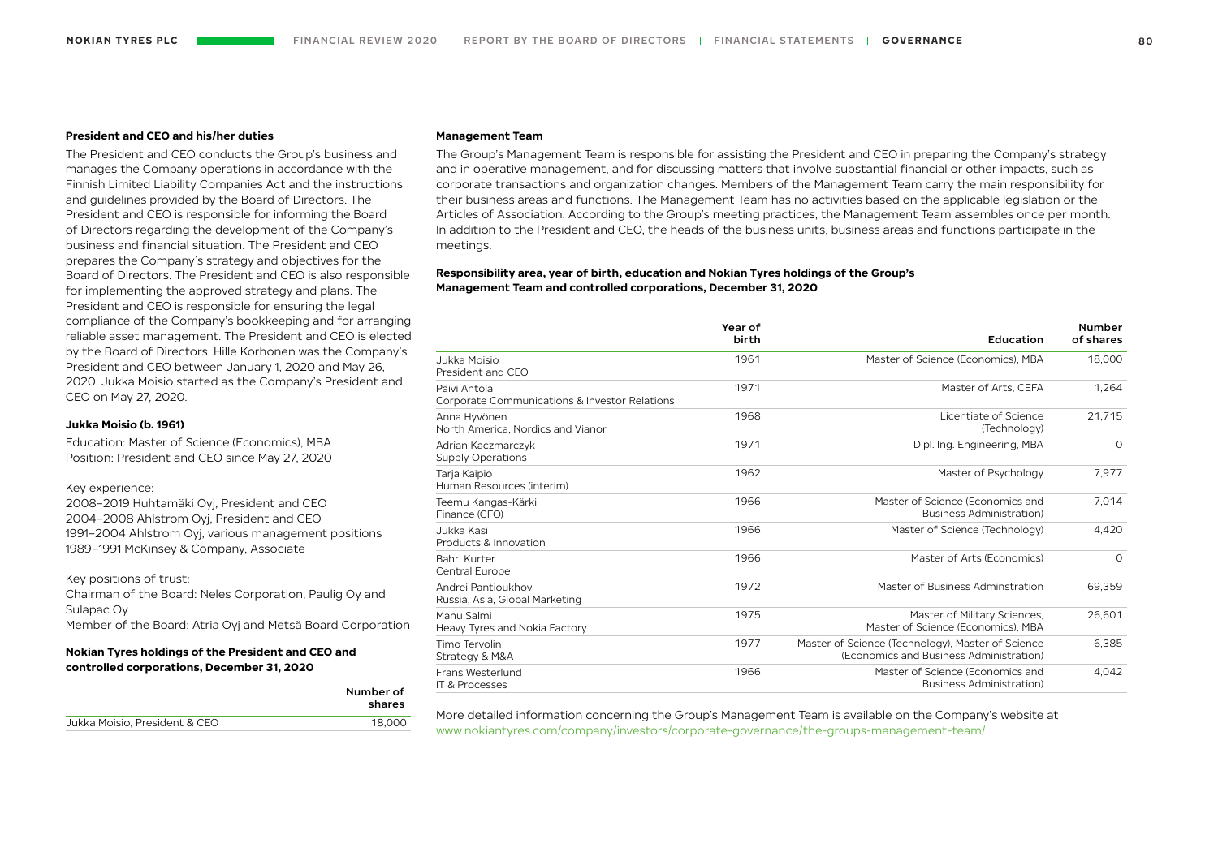### President and CEO and his/her duties

The President and CEO conducts the Group's business and manages the Company operations in accordance with the Finnish Limited Liability Companies Act and the instructions and guidelines provided by the Board of Directors. The President and CEO is responsible for informing the Board of Directors regarding the development of the Company's business and financial situation. The President and CEO prepares the Company's strategy and objectives for the Board of Directors. The President and CEO is also responsible for implementing the approved strategy and plans. The President and CEO is responsible for ensuring the legal compliance of the Company's bookkeeping and for arranging reliable asset management. The President and CEO is elected by the Board of Directors. Hille Korhonen was the Company's President and CEO between January 1, 2020 and May 26, 2020. Jukka Moisio started as the Company's President and CEO on May 27, 2020.

### Jukka Moisio (b. 1961)

Education: Master of Science (Economics), MBA
Position: President and CEO since May 27, 2020

Key experience:
2008–2019 Huhtamäki Oyj, President and CEO
2004–2008 Ahlstrom Oyj, President and CEO
1991–2004 Ahlstrom Oyj, various management positions
1989–1991 McKinsey & Company, Associate

Key positions of trust:
Chairman of the Board: Neles Corporation, Paulig Oy and Sulapac Oy
Member of the Board: Atria Oyj and Metsä Board Corporation

### Nokian Tyres holdings of the President and CEO and controlled corporations, December 31, 2020

| | Number of shares |
|---|---|
| Jukka Moisio, President & CEO | 18,000 |

### Management Team

The Group's Management Team is responsible for assisting the President and CEO in preparing the Company's strategy and in operative management, and for discussing matters that involve substantial financial or other impacts, such as corporate transactions and organization changes. Members of the Management Team carry the main responsibility for their business areas and functions. The Management Team has no activities based on the applicable legislation or the Articles of Association. According to the Group's meeting practices, the Management Team assembles once per month. In addition to the President and CEO, the heads of the business units, business areas and functions participate in the meetings.

### Responsibility area, year of birth, education and Nokian Tyres holdings of the Group's Management Team and controlled corporations, December 31, 2020

| | Year of birth | Education | Number of shares |
|---|---|---|---|
| Jukka Moisio<br>President and CEO | 1961 | Master of Science (Economics), MBA | 18,000 |
| Päivi Antola<br>Corporate Communications & Investor Relations | 1971 | Master of Arts, CEFA | 1,264 |
| Anna Hyvönen<br>North America, Nordics and Vianor | 1968 | Licentiate of Science (Technology) | 21,715 |
| Adrian Kaczmarczyk<br>Supply Operations | 1971 | Dipl. Ing. Engineering, MBA | 0 |
| Tarja Kaipio<br>Human Resources (interim) | 1962 | Master of Psychology | 7,977 |
| Teemu Kangas-Kärki<br>Finance (CFO) | 1966 | Master of Science (Economics and Business Administration) | 7,014 |
| Jukka Kasi<br>Products & Innovation | 1966 | Master of Science (Technology) | 4,420 |
| Bahri Kurter<br>Central Europe | 1966 | Master of Arts (Economics) | 0 |
| Andrei Pantioukhov<br>Russia, Asia, Global Marketing | 1972 | Master of Business Adminstration | 69,359 |
| Manu Salmi<br>Heavy Tyres and Nokia Factory | 1975 | Master of Military Sciences, Master of Science (Economics), MBA | 26,601 |
| Timo Tervolin<br>Strategy & M&A | 1977 | Master of Science (Technology), Master of Science (Economics and Business Administration) | 6,385 |
| Frans Westerlund<br>IT & Processes | 1966 | Master of Science (Economics and Business Administration) | 4,042 |

More detailed information concerning the Group's Management Team is available on the Company's website at www.nokiantyres.com/company/investors/corporate-governance/the-groups-management-team/.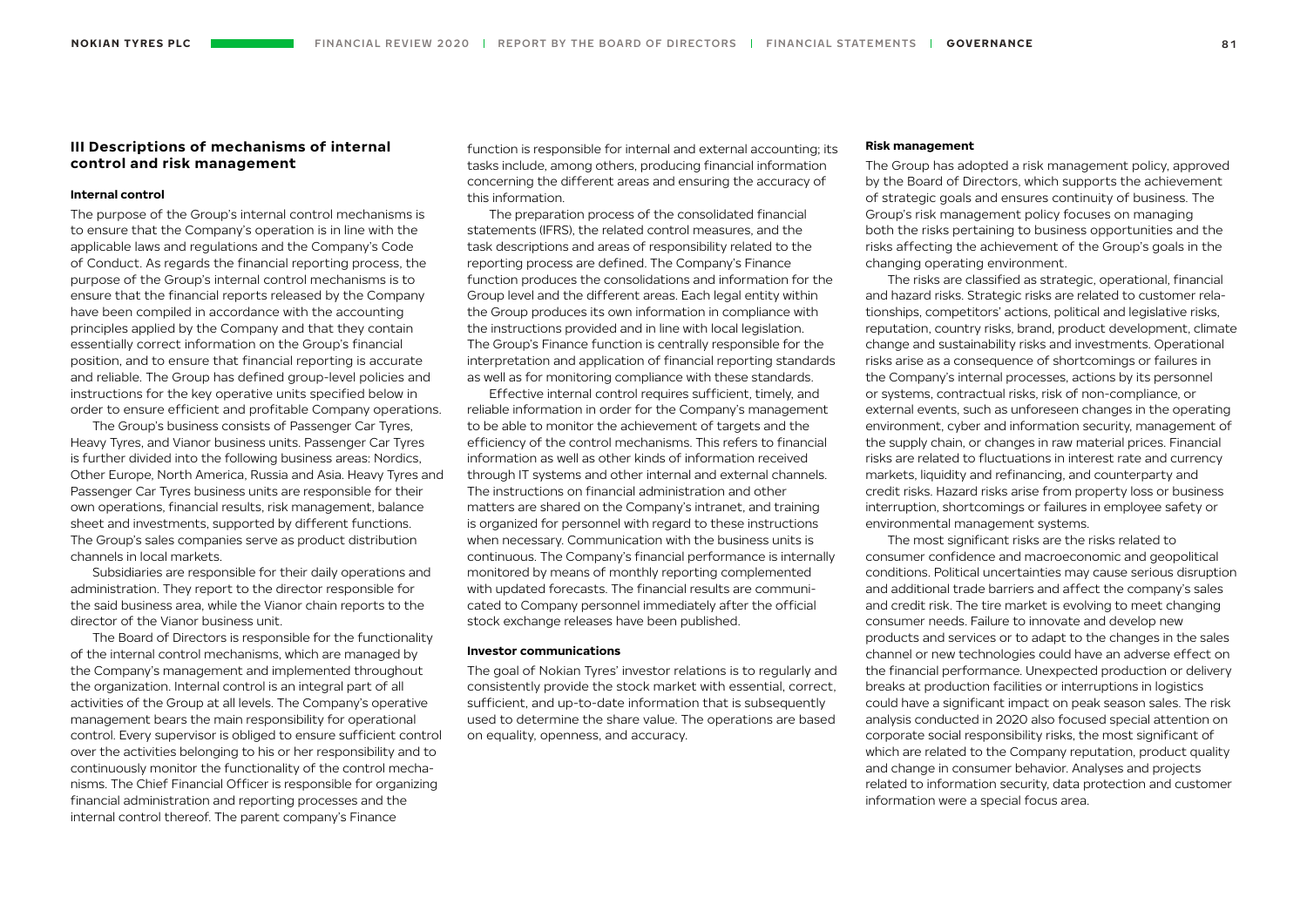## III Descriptions of mechanisms of internal control and risk management

### Internal control

The purpose of the Group's internal control mechanisms is to ensure that the Company's operation is in line with the applicable laws and regulations and the Company's Code of Conduct. As regards the financial reporting process, the purpose of the Group's internal control mechanisms is to ensure that the financial reports released by the Company have been compiled in accordance with the accounting principles applied by the Company and that they contain essentially correct information on the Group's financial position, and to ensure that financial reporting is accurate and reliable. The Group has defined group-level policies and instructions for the key operative units specified below in order to ensure efficient and profitable Company operations.

The Group's business consists of Passenger Car Tyres, Heavy Tyres, and Vianor business units. Passenger Car Tyres is further divided into the following business areas: Nordics, Other Europe, North America, Russia and Asia. Heavy Tyres and Passenger Car Tyres business units are responsible for their own operations, financial results, risk management, balance sheet and investments, supported by different functions. The Group's sales companies serve as product distribution channels in local markets.

Subsidiaries are responsible for their daily operations and administration. They report to the director responsible for the said business area, while the Vianor chain reports to the director of the Vianor business unit.

The Board of Directors is responsible for the functionality of the internal control mechanisms, which are managed by the Company's management and implemented throughout the organization. Internal control is an integral part of all activities of the Group at all levels. The Company's operative management bears the main responsibility for operational control. Every supervisor is obliged to ensure sufficient control over the activities belonging to his or her responsibility and to continuously monitor the functionality of the control mechanisms. The Chief Financial Officer is responsible for organizing financial administration and reporting processes and the internal control thereof. The parent company's Finance function is responsible for internal and external accounting; its tasks include, among others, producing financial information concerning the different areas and ensuring the accuracy of this information.

The preparation process of the consolidated financial statements (IFRS), the related control measures, and the task descriptions and areas of responsibility related to the reporting process are defined. The Company's Finance function produces the consolidations and information for the Group level and the different areas. Each legal entity within the Group produces its own information in compliance with the instructions provided and in line with local legislation. The Group's Finance function is centrally responsible for the interpretation and application of financial reporting standards as well as for monitoring compliance with these standards.

Effective internal control requires sufficient, timely, and reliable information in order for the Company's management to be able to monitor the achievement of targets and the efficiency of the control mechanisms. This refers to financial information as well as other kinds of information received through IT systems and other internal and external channels. The instructions on financial administration and other matters are shared on the Company's intranet, and training is organized for personnel with regard to these instructions when necessary. Communication with the business units is continuous. The Company's financial performance is internally monitored by means of monthly reporting complemented with updated forecasts. The financial results are communicated to Company personnel immediately after the official stock exchange releases have been published.

### Investor communications

The goal of Nokian Tyres' investor relations is to regularly and consistently provide the stock market with essential, correct, sufficient, and up-to-date information that is subsequently used to determine the share value. The operations are based on equality, openness, and accuracy.

### Risk management

The Group has adopted a risk management policy, approved by the Board of Directors, which supports the achievement of strategic goals and ensures continuity of business. The Group's risk management policy focuses on managing both the risks pertaining to business opportunities and the risks affecting the achievement of the Group's goals in the changing operating environment.

The risks are classified as strategic, operational, financial and hazard risks. Strategic risks are related to customer relationships, competitors' actions, political and legislative risks, reputation, country risks, brand, product development, climate change and sustainability risks and investments. Operational risks arise as a consequence of shortcomings or failures in the Company's internal processes, actions by its personnel or systems, contractual risks, risk of non-compliance, or external events, such as unforeseen changes in the operating environment, cyber and information security, management of the supply chain, or changes in raw material prices. Financial risks are related to fluctuations in interest rate and currency markets, liquidity and refinancing, and counterparty and credit risks. Hazard risks arise from property loss or business interruption, shortcomings or failures in employee safety or environmental management systems.

The most significant risks are the risks related to consumer confidence and macroeconomic and geopolitical conditions. Political uncertainties may cause serious disruption and additional trade barriers and affect the company's sales and credit risk. The tire market is evolving to meet changing consumer needs. Failure to innovate and develop new products and services or to adapt to the changes in the sales channel or new technologies could have an adverse effect on the financial performance. Unexpected production or delivery breaks at production facilities or interruptions in logistics could have a significant impact on peak season sales. The risk analysis conducted in 2020 also focused special attention on corporate social responsibility risks, the most significant of which are related to the Company reputation, product quality and change in consumer behavior. Analyses and projects related to information security, data protection and customer information were a special focus area.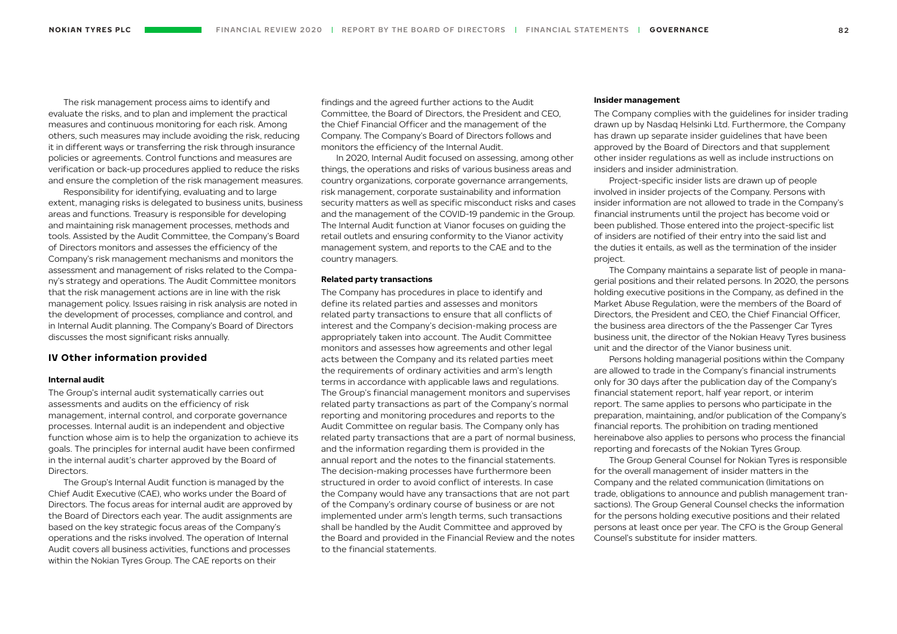The risk management process aims to identify and evaluate the risks, and to plan and implement the practical measures and continuous monitoring for each risk. Among others, such measures may include avoiding the risk, reducing it in different ways or transferring the risk through insurance policies or agreements. Control functions and measures are verification or back-up procedures applied to reduce the risks and ensure the completion of the risk management measures.

Responsibility for identifying, evaluating and to large extent, managing risks is delegated to business units, business areas and functions. Treasury is responsible for developing and maintaining risk management processes, methods and tools. Assisted by the Audit Committee, the Company's Board of Directors monitors and assesses the efficiency of the Company's risk management mechanisms and monitors the assessment and management of risks related to the Company's strategy and operations. The Audit Committee monitors that the risk management actions are in line with the risk management policy. Issues raising in risk analysis are noted in the development of processes, compliance and control, and in Internal Audit planning. The Company's Board of Directors discusses the most significant risks annually.

## IV Other information provided

#### Internal audit

The Group's internal audit systematically carries out assessments and audits on the efficiency of risk management, internal control, and corporate governance processes. Internal audit is an independent and objective function whose aim is to help the organization to achieve its goals. The principles for internal audit have been confirmed in the internal audit's charter approved by the Board of Directors.

The Group's Internal Audit function is managed by the Chief Audit Executive (CAE), who works under the Board of Directors. The focus areas for internal audit are approved by the Board of Directors each year. The audit assignments are based on the key strategic focus areas of the Company's operations and the risks involved. The operation of Internal Audit covers all business activities, functions and processes within the Nokian Tyres Group. The CAE reports on their findings and the agreed further actions to the Audit Committee, the Board of Directors, the President and CEO, the Chief Financial Officer and the management of the Company. The Company's Board of Directors follows and monitors the efficiency of the Internal Audit.

In 2020, Internal Audit focused on assessing, among other things, the operations and risks of various business areas and country organizations, corporate governance arrangements, risk management, corporate sustainability and information security matters as well as specific misconduct risks and cases and the management of the COVID-19 pandemic in the Group. The Internal Audit function at Vianor focuses on guiding the retail outlets and ensuring conformity to the Vianor activity management system, and reports to the CAE and to the country managers.

#### Related party transactions

The Company has procedures in place to identify and define its related parties and assesses and monitors related party transactions to ensure that all conflicts of interest and the Company's decision-making process are appropriately taken into account. The Audit Committee monitors and assesses how agreements and other legal acts between the Company and its related parties meet the requirements of ordinary activities and arm's length terms in accordance with applicable laws and regulations. The Group's financial management monitors and supervises related party transactions as part of the Company's normal reporting and monitoring procedures and reports to the Audit Committee on regular basis. The Company only has related party transactions that are a part of normal business, and the information regarding them is provided in the annual report and the notes to the financial statements. The decision-making processes have furthermore been structured in order to avoid conflict of interests. In case the Company would have any transactions that are not part of the Company's ordinary course of business or are not implemented under arm's length terms, such transactions shall be handled by the Audit Committee and approved by the Board and provided in the Financial Review and the notes to the financial statements.

#### Insider management

The Company complies with the guidelines for insider trading drawn up by Nasdaq Helsinki Ltd. Furthermore, the Company has drawn up separate insider guidelines that have been approved by the Board of Directors and that supplement other insider regulations as well as include instructions on insiders and insider administration.

Project-specific insider lists are drawn up of people involved in insider projects of the Company. Persons with insider information are not allowed to trade in the Company's financial instruments until the project has become void or been published. Those entered into the project-specific list of insiders are notified of their entry into the said list and the duties it entails, as well as the termination of the insider project.

The Company maintains a separate list of people in managerial positions and their related persons. In 2020, the persons holding executive positions in the Company, as defined in the Market Abuse Regulation, were the members of the Board of Directors, the President and CEO, the Chief Financial Officer, the business area directors of the the Passenger Car Tyres business unit, the director of the Nokian Heavy Tyres business unit and the director of the Vianor business unit.

Persons holding managerial positions within the Company are allowed to trade in the Company's financial instruments only for 30 days after the publication day of the Company's financial statement report, half year report, or interim report. The same applies to persons who participate in the preparation, maintaining, and/or publication of the Company's financial reports. The prohibition on trading mentioned hereinabove also applies to persons who process the financial reporting and forecasts of the Nokian Tyres Group.

The Group General Counsel for Nokian Tyres is responsible for the overall management of insider matters in the Company and the related communication (limitations on trade, obligations to announce and publish management transactions). The Group General Counsel checks the information for the persons holding executive positions and their related persons at least once per year. The CFO is the Group General Counsel's substitute for insider matters.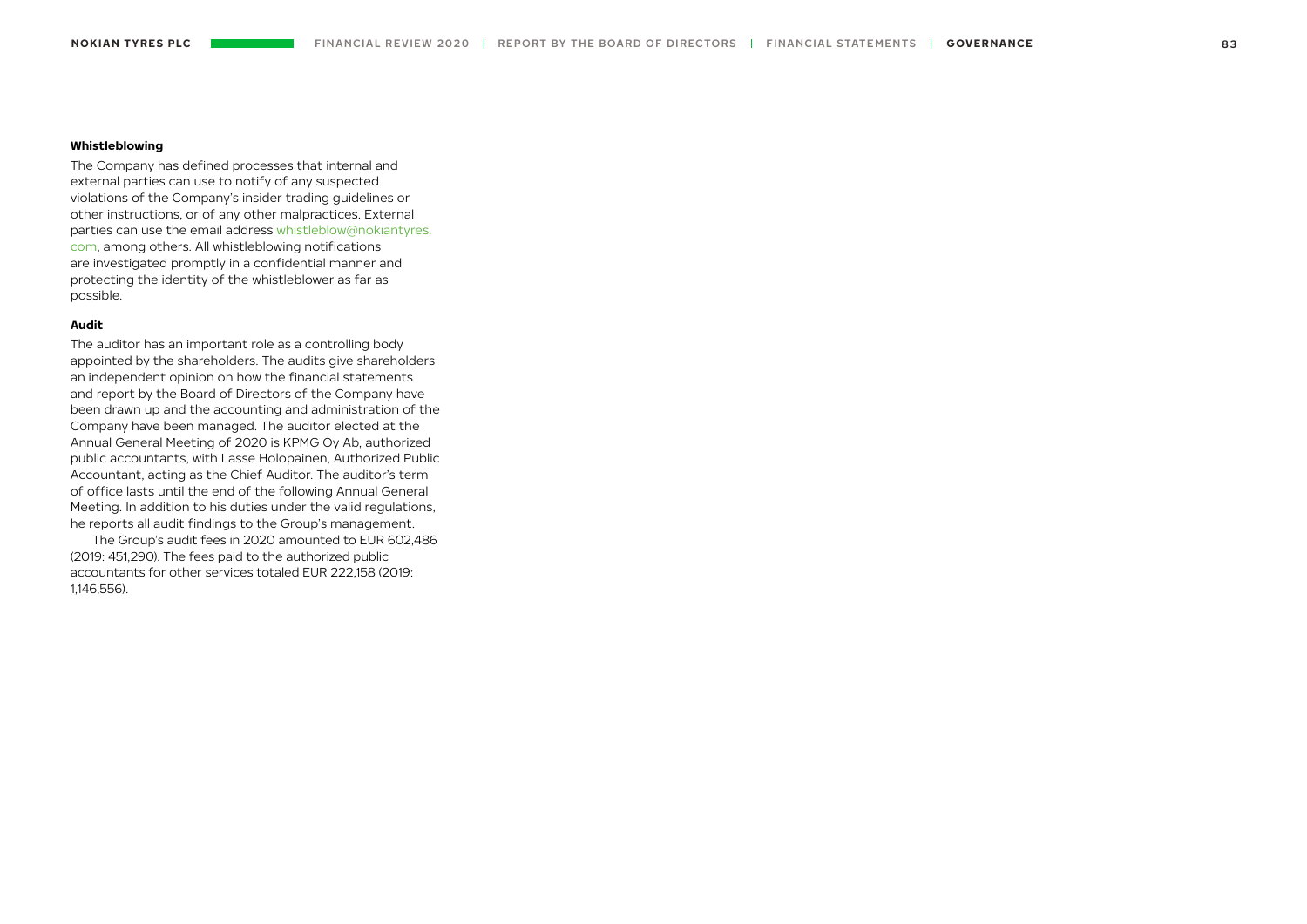#### Whistleblowing

The Company has defined processes that internal and external parties can use to notify of any suspected violations of the Company's insider trading guidelines or other instructions, or of any other malpractices. External parties can use the email address whistleblow@nokiantyres.com, among others. All whistleblowing notifications are investigated promptly in a confidential manner and protecting the identity of the whistleblower as far as possible.

#### Audit

The auditor has an important role as a controlling body appointed by the shareholders. The audits give shareholders an independent opinion on how the financial statements and report by the Board of Directors of the Company have been drawn up and the accounting and administration of the Company have been managed. The auditor elected at the Annual General Meeting of 2020 is KPMG Oy Ab, authorized public accountants, with Lasse Holopainen, Authorized Public Accountant, acting as the Chief Auditor. The auditor's term of office lasts until the end of the following Annual General Meeting. In addition to his duties under the valid regulations, he reports all audit findings to the Group's management.

The Group's audit fees in 2020 amounted to EUR 602,486 (2019: 451,290). The fees paid to the authorized public accountants for other services totaled EUR 222,158 (2019: 1,146,556).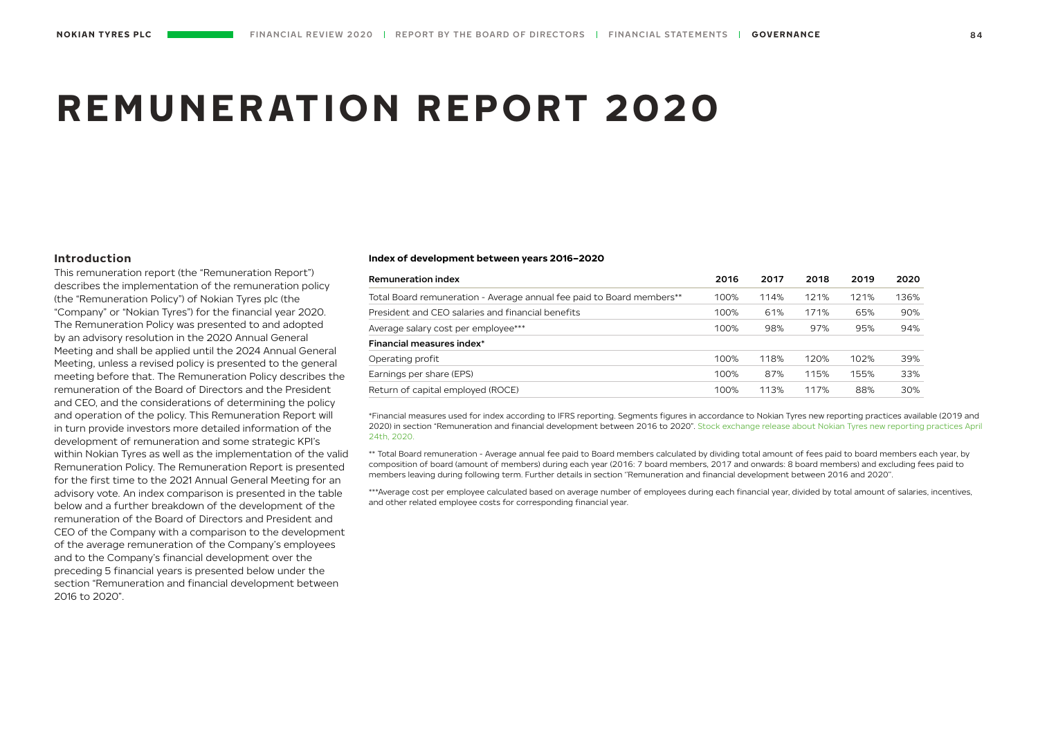# REMUNERATION REPORT 2020

## Introduction

This remuneration report (the "Remuneration Report") describes the implementation of the remuneration policy (the "Remuneration Policy") of Nokian Tyres plc (the "Company" or "Nokian Tyres") for the financial year 2020. The Remuneration Policy was presented to and adopted by an advisory resolution in the 2020 Annual General Meeting and shall be applied until the 2024 Annual General Meeting, unless a revised policy is presented to the general meeting before that. The Remuneration Policy describes the remuneration of the Board of Directors and the President and CEO, and the considerations of determining the policy and operation of the policy. This Remuneration Report will in turn provide investors more detailed information of the development of remuneration and some strategic KPI's within Nokian Tyres as well as the implementation of the valid Remuneration Policy. The Remuneration Report is presented for the first time to the 2021 Annual General Meeting for an advisory vote. An index comparison is presented in the table below and a further breakdown of the development of the remuneration of the Board of Directors and President and CEO of the Company with a comparison to the development of the average remuneration of the Company's employees and to the Company's financial development over the preceding 5 financial years is presented below under the section "Remuneration and financial development between 2016 to 2020".

**Index of development between years 2016–2020**

| Remuneration index | 2016 | 2017 | 2018 | 2019 | 2020 |
|---|---|---|---|---|---|
| Total Board remuneration - Average annual fee paid to Board members** | 100% | 114% | 121% | 121% | 136% |
| President and CEO salaries and financial benefits | 100% | 61% | 171% | 65% | 90% |
| Average salary cost per employee*** | 100% | 98% | 97% | 95% | 94% |
| **Financial measures index*** | | | | | |
| Operating profit | 100% | 118% | 120% | 102% | 39% |
| Earnings per share (EPS) | 100% | 87% | 115% | 155% | 33% |
| Return of capital employed (ROCE) | 100% | 113% | 117% | 88% | 30% |

*Financial measures used for index according to IFRS reporting. Segments figures in accordance to Nokian Tyres new reporting practices available (2019 and 2020) in section "Remuneration and financial development between 2016 to 2020". Stock exchange release about Nokian Tyres new reporting practices April 24th, 2020.

** Total Board remuneration - Average annual fee paid to Board members calculated by dividing total amount of fees paid to board members each year, by composition of board (amount of members) during each year (2016: 7 board members, 2017 and onwards: 8 board members) and excluding fees paid to members leaving during following term. Further details in section "Remuneration and financial development between 2016 and 2020".

***Average cost per employee calculated based on average number of employees during each financial year, divided by total amount of salaries, incentives, and other related employee costs for corresponding financial year.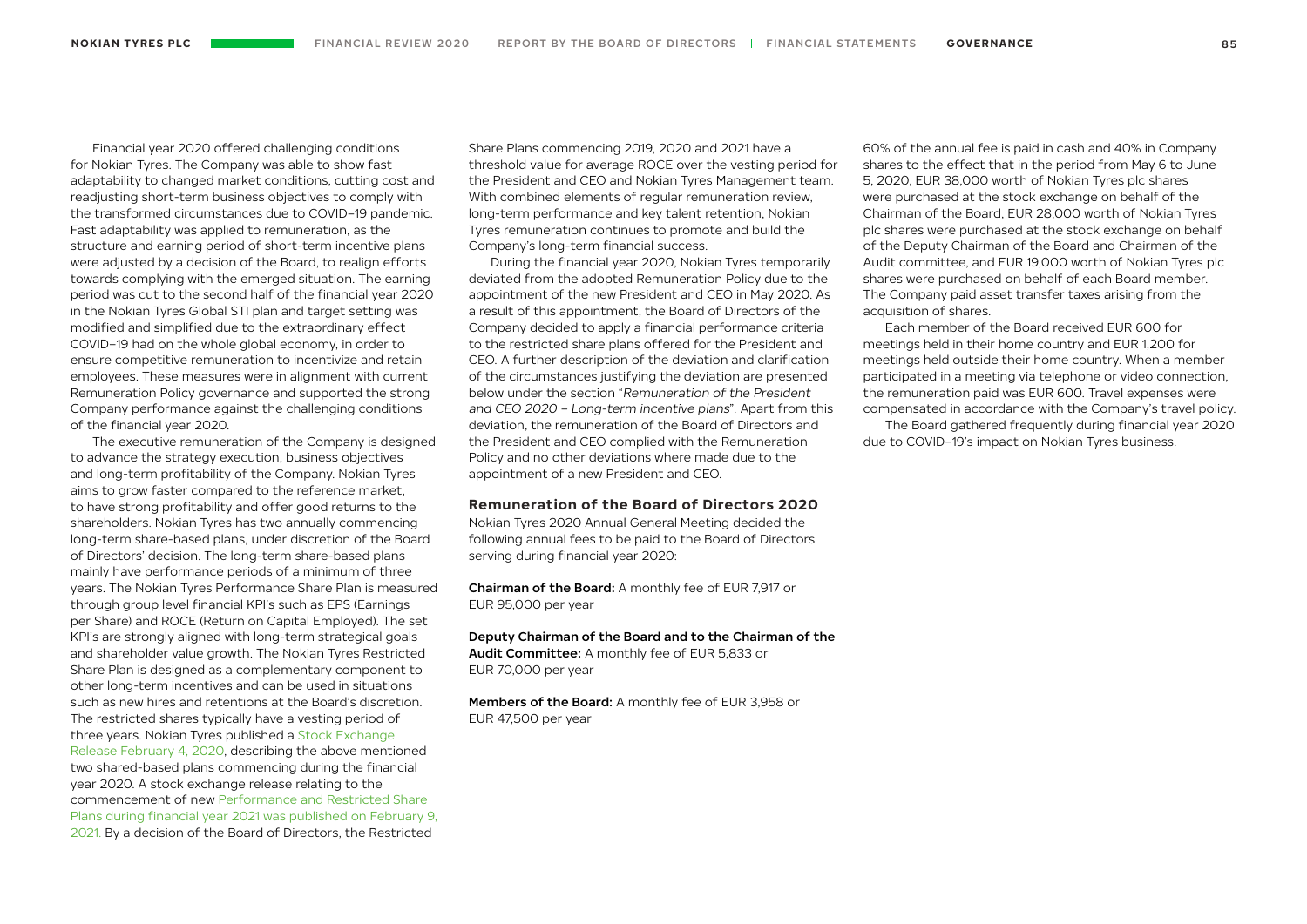Financial year 2020 offered challenging conditions for Nokian Tyres. The Company was able to show fast adaptability to changed market conditions, cutting cost and readjusting short-term business objectives to comply with the transformed circumstances due to COVID–19 pandemic. Fast adaptability was applied to remuneration, as the structure and earning period of short-term incentive plans were adjusted by a decision of the Board, to realign efforts towards complying with the emerged situation. The earning period was cut to the second half of the financial year 2020 in the Nokian Tyres Global STI plan and target setting was modified and simplified due to the extraordinary effect COVID–19 had on the whole global economy, in order to ensure competitive remuneration to incentivize and retain employees. These measures were in alignment with current Remuneration Policy governance and supported the strong Company performance against the challenging conditions of the financial year 2020.

The executive remuneration of the Company is designed to advance the strategy execution, business objectives and long-term profitability of the Company. Nokian Tyres aims to grow faster compared to the reference market, to have strong profitability and offer good returns to the shareholders. Nokian Tyres has two annually commencing long-term share-based plans, under discretion of the Board of Directors' decision. The long-term share-based plans mainly have performance periods of a minimum of three years. The Nokian Tyres Performance Share Plan is measured through group level financial KPI's such as EPS (Earnings per Share) and ROCE (Return on Capital Employed). The set KPI's are strongly aligned with long-term strategical goals and shareholder value growth. The Nokian Tyres Restricted Share Plan is designed as a complementary component to other long-term incentives and can be used in situations such as new hires and retentions at the Board's discretion. The restricted shares typically have a vesting period of three years. Nokian Tyres published a Stock Exchange Release February 4, 2020, describing the above mentioned two shared-based plans commencing during the financial year 2020. A stock exchange release relating to the commencement of new Performance and Restricted Share Plans during financial year 2021 was published on February 9, 2021. By a decision of the Board of Directors, the Restricted Share Plans commencing 2019, 2020 and 2021 have a threshold value for average ROCE over the vesting period for the President and CEO and Nokian Tyres Management team. With combined elements of regular remuneration review, long-term performance and key talent retention, Nokian Tyres remuneration continues to promote and build the Company's long-term financial success.

During the financial year 2020, Nokian Tyres temporarily deviated from the adopted Remuneration Policy due to the appointment of the new President and CEO in May 2020. As a result of this appointment, the Board of Directors of the Company decided to apply a financial performance criteria to the restricted share plans offered for the President and CEO. A further description of the deviation and clarification of the circumstances justifying the deviation are presented below under the section "*Remuneration of the President and CEO 2020 – Long-term incentive plans*". Apart from this deviation, the remuneration of the Board of Directors and the President and CEO complied with the Remuneration Policy and no other deviations where made due to the appointment of a new President and CEO.

### Remuneration of the Board of Directors 2020

Nokian Tyres 2020 Annual General Meeting decided the following annual fees to be paid to the Board of Directors serving during financial year 2020:

**Chairman of the Board:** A monthly fee of EUR 7,917 or EUR 95,000 per year

**Deputy Chairman of the Board and to the Chairman of the Audit Committee:** A monthly fee of EUR 5,833 or EUR 70,000 per year

**Members of the Board:** A monthly fee of EUR 3,958 or EUR 47,500 per year

60% of the annual fee is paid in cash and 40% in Company shares to the effect that in the period from May 6 to June 5, 2020, EUR 38,000 worth of Nokian Tyres plc shares were purchased at the stock exchange on behalf of the Chairman of the Board, EUR 28,000 worth of Nokian Tyres plc shares were purchased at the stock exchange on behalf of the Deputy Chairman of the Board and Chairman of the Audit committee, and EUR 19,000 worth of Nokian Tyres plc shares were purchased on behalf of each Board member. The Company paid asset transfer taxes arising from the acquisition of shares.

Each member of the Board received EUR 600 for meetings held in their home country and EUR 1,200 for meetings held outside their home country. When a member participated in a meeting via telephone or video connection, the remuneration paid was EUR 600. Travel expenses were compensated in accordance with the Company's travel policy.

The Board gathered frequently during financial year 2020 due to COVID–19's impact on Nokian Tyres business.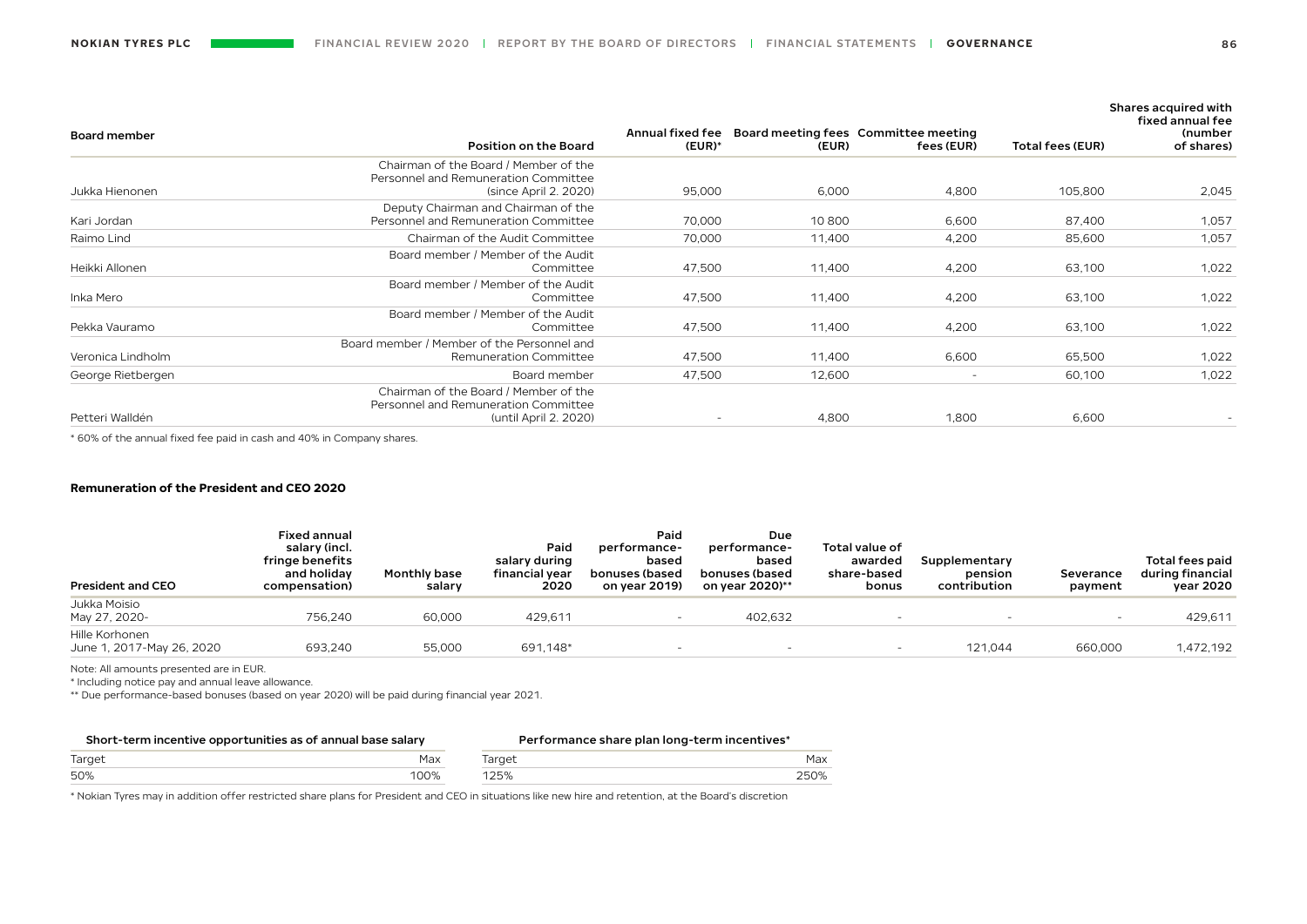| Board member | Position on the Board | Annual fixed fee (EUR)* | Board meeting fees (EUR) | Committee meeting fees (EUR) | Total fees (EUR) | Shares acquired with fixed annual fee (number of shares) |
|---|---|---|---|---|---|---|
| Jukka Hienonen | Chairman of the Board / Member of the Personnel and Remuneration Committee (since April 2. 2020) | 95,000 | 6,000 | 4,800 | 105,800 | 2,045 |
| Kari Jordan | Deputy Chairman and Chairman of the Personnel and Remuneration Committee | 70,000 | 10 800 | 6,600 | 87,400 | 1,057 |
| Raimo Lind | Chairman of the Audit Committee | 70,000 | 11,400 | 4,200 | 85,600 | 1,057 |
| Heikki Allonen | Board member / Member of the Audit Committee | 47,500 | 11,400 | 4,200 | 63,100 | 1,022 |
| Inka Mero | Board member / Member of the Audit Committee | 47,500 | 11,400 | 4,200 | 63,100 | 1,022 |
| Pekka Vauramo | Board member / Member of the Audit Committee | 47,500 | 11,400 | 4,200 | 63,100 | 1,022 |
| Veronica Lindholm | Board member / Member of the Personnel and Remuneration Committee | 47,500 | 11,400 | 6,600 | 65,500 | 1,022 |
| George Rietbergen | Board member | 47,500 | 12,600 | - | 60,100 | 1,022 |
| Petteri Walldén | Chairman of the Board / Member of the Personnel and Remuneration Committee (until April 2. 2020) | - | 4,800 | 1,800 | 6,600 | - |

* 60% of the annual fixed fee paid in cash and 40% in Company shares.

**Remuneration of the President and CEO 2020**

| President and CEO | Fixed annual salary (incl. fringe benefits and holiday compensation) | Monthly base salary | Paid salary during financial year 2020 | Paid performance-based bonuses (based on year 2019) | Due performance-based bonuses (based on year 2020)** | Total value of awarded share-based bonus | Supplementary pension contribution | Severance payment | Total fees paid during financial year 2020 |
|---|---|---|---|---|---|---|---|---|---|
| Jukka Moisio May 27, 2020- | 756,240 | 60,000 | 429,611 | - | 402,632 | - | - | - | 429,611 |
| Hille Korhonen June 1, 2017-May 26, 2020 | 693,240 | 55,000 | 691,148* | - | - | - | 121,044 | 660,000 | 1,472,192 |

Note: All amounts presented are in EUR.

* Including notice pay and annual leave allowance.

** Due performance-based bonuses (based on year 2020) will be paid during financial year 2021.

| Short-term incentive opportunities as of annual base salary | |
|---|---|
| Target | Max |
| 50% | 100% |

| Performance share plan long-term incentives* | |
|---|---|
| Target | Max |
| 125% | 250% |

* Nokian Tyres may in addition offer restricted share plans for President and CEO in situations like new hire and retention, at the Board's discretion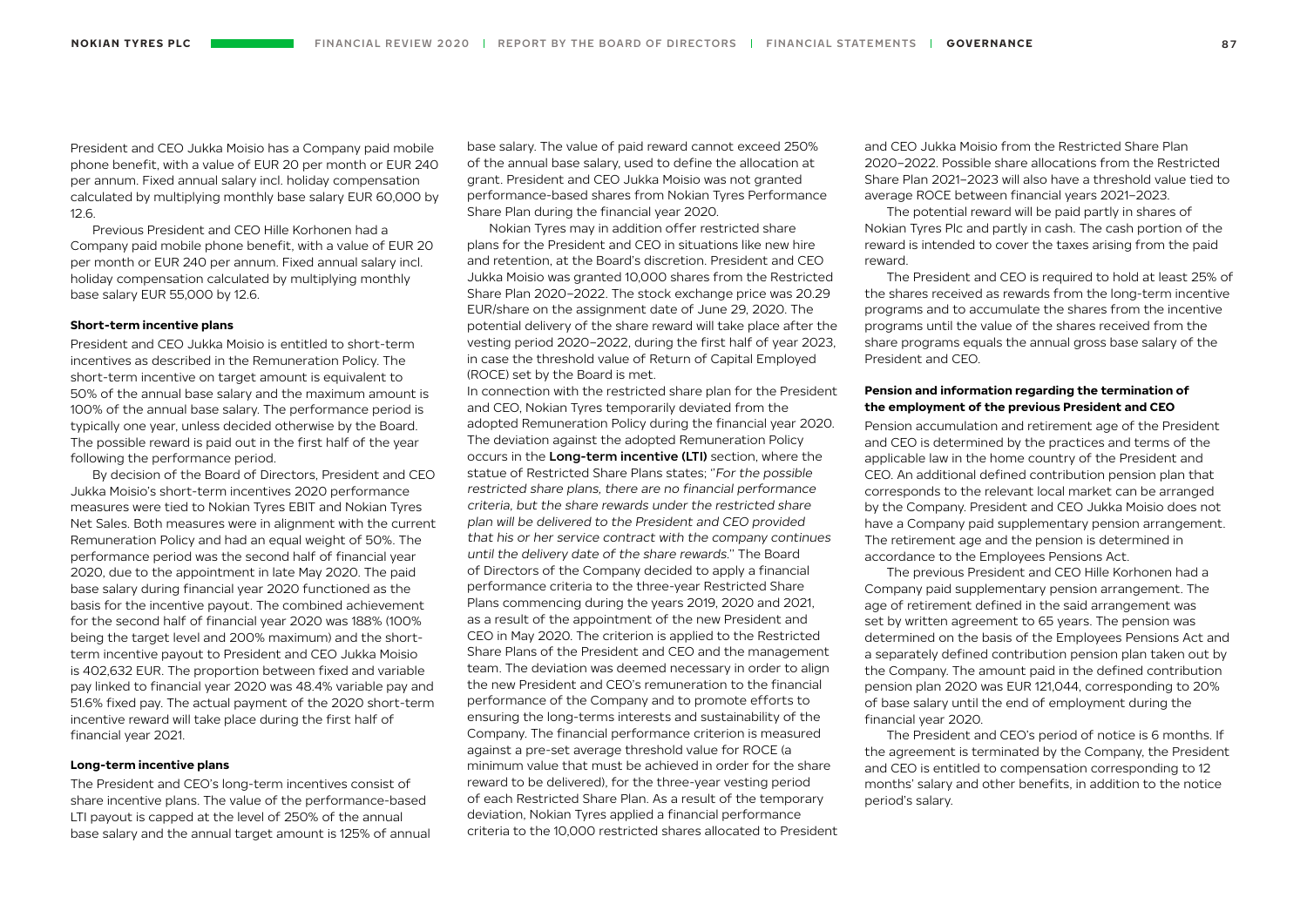President and CEO Jukka Moisio has a Company paid mobile phone benefit, with a value of EUR 20 per month or EUR 240 per annum. Fixed annual salary incl. holiday compensation calculated by multiplying monthly base salary EUR 60,000 by 12.6.

Previous President and CEO Hille Korhonen had a Company paid mobile phone benefit, with a value of EUR 20 per month or EUR 240 per annum. Fixed annual salary incl. holiday compensation calculated by multiplying monthly base salary EUR 55,000 by 12.6.

#### Short-term incentive plans

President and CEO Jukka Moisio is entitled to short-term incentives as described in the Remuneration Policy. The short-term incentive on target amount is equivalent to 50% of the annual base salary and the maximum amount is 100% of the annual base salary. The performance period is typically one year, unless decided otherwise by the Board. The possible reward is paid out in the first half of the year following the performance period.

By decision of the Board of Directors, President and CEO Jukka Moisio's short-term incentives 2020 performance measures were tied to Nokian Tyres EBIT and Nokian Tyres Net Sales. Both measures were in alignment with the current Remuneration Policy and had an equal weight of 50%. The performance period was the second half of financial year 2020, due to the appointment in late May 2020. The paid base salary during financial year 2020 functioned as the basis for the incentive payout. The combined achievement for the second half of financial year 2020 was 188% (100% being the target level and 200% maximum) and the short-term incentive payout to President and CEO Jukka Moisio is 402,632 EUR. The proportion between fixed and variable pay linked to financial year 2020 was 48.4% variable pay and 51.6% fixed pay. The actual payment of the 2020 short-term incentive reward will take place during the first half of financial year 2021.

#### Long-term incentive plans

The President and CEO's long-term incentives consist of share incentive plans. The value of the performance-based LTI payout is capped at the level of 250% of the annual base salary and the annual target amount is 125% of annual base salary. The value of paid reward cannot exceed 250% of the annual base salary, used to define the allocation at grant. President and CEO Jukka Moisio was not granted performance-based shares from Nokian Tyres Performance Share Plan during the financial year 2020.

Nokian Tyres may in addition offer restricted share plans for the President and CEO in situations like new hire and retention, at the Board's discretion. President and CEO Jukka Moisio was granted 10,000 shares from the Restricted Share Plan 2020–2022. The stock exchange price was 20.29 EUR/share on the assignment date of June 29, 2020. The potential delivery of the share reward will take place after the vesting period 2020–2022, during the first half of year 2023, in case the threshold value of Return of Capital Employed (ROCE) set by the Board is met.

In connection with the restricted share plan for the President and CEO, Nokian Tyres temporarily deviated from the adopted Remuneration Policy during the financial year 2020. The deviation against the adopted Remuneration Policy occurs in the **Long-term incentive (LTI)** section, where the statue of Restricted Share Plans states; "*For the possible restricted share plans, there are no financial performance criteria, but the share rewards under the restricted share plan will be delivered to the President and CEO provided that his or her service contract with the company continues until the delivery date of the share rewards*." The Board of Directors of the Company decided to apply a financial performance criteria to the three-year Restricted Share Plans commencing during the years 2019, 2020 and 2021, as a result of the appointment of the new President and CEO in May 2020. The criterion is applied to the Restricted Share Plans of the President and CEO and the management team. The deviation was deemed necessary in order to align the new President and CEO's remuneration to the financial performance of the Company and to promote efforts to ensuring the long-terms interests and sustainability of the Company. The financial performance criterion is measured against a pre-set average threshold value for ROCE (a minimum value that must be achieved in order for the share reward to be delivered), for the three-year vesting period of each Restricted Share Plan. As a result of the temporary deviation, Nokian Tyres applied a financial performance criteria to the 10,000 restricted shares allocated to President and CEO Jukka Moisio from the Restricted Share Plan 2020–2022. Possible share allocations from the Restricted Share Plan 2021–2023 will also have a threshold value tied to average ROCE between financial years 2021–2023.

The potential reward will be paid partly in shares of Nokian Tyres Plc and partly in cash. The cash portion of the reward is intended to cover the taxes arising from the paid reward.

The President and CEO is required to hold at least 25% of the shares received as rewards from the long-term incentive programs and to accumulate the shares from the incentive programs until the value of the shares received from the share programs equals the annual gross base salary of the President and CEO.

#### Pension and information regarding the termination of the employment of the previous President and CEO

Pension accumulation and retirement age of the President and CEO is determined by the practices and terms of the applicable law in the home country of the President and CEO. An additional defined contribution pension plan that corresponds to the relevant local market can be arranged by the Company. President and CEO Jukka Moisio does not have a Company paid supplementary pension arrangement. The retirement age and the pension is determined in accordance to the Employees Pensions Act.

The previous President and CEO Hille Korhonen had a Company paid supplementary pension arrangement. The age of retirement defined in the said arrangement was set by written agreement to 65 years. The pension was determined on the basis of the Employees Pensions Act and a separately defined contribution pension plan taken out by the Company. The amount paid in the defined contribution pension plan 2020 was EUR 121,044, corresponding to 20% of base salary until the end of employment during the financial year 2020.

The President and CEO's period of notice is 6 months. If the agreement is terminated by the Company, the President and CEO is entitled to compensation corresponding to 12 months' salary and other benefits, in addition to the notice period's salary.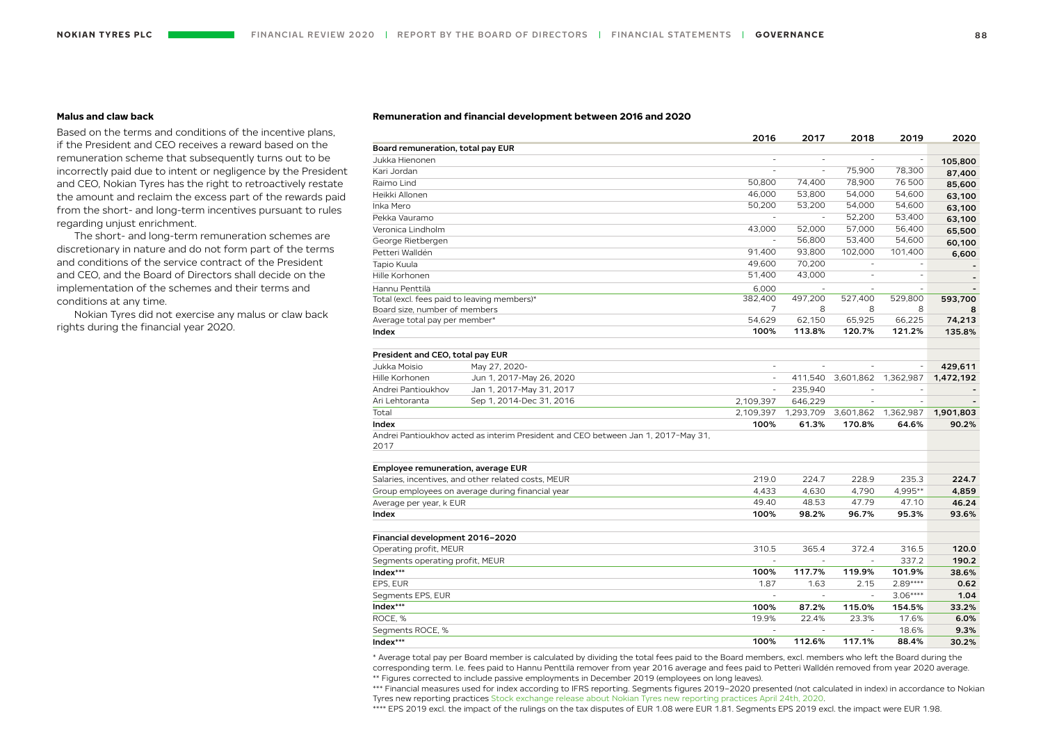### Malus and claw back

Based on the terms and conditions of the incentive plans, if the President and CEO receives a reward based on the remuneration scheme that subsequently turns out to be incorrectly paid due to intent or negligence by the President and CEO, Nokian Tyres has the right to retroactively restate the amount and reclaim the excess part of the rewards paid from the short- and long-term incentives pursuant to rules regarding unjust enrichment.

The short- and long-term remuneration schemes are discretionary in nature and do not form part of the terms and conditions of the service contract of the President and CEO, and the Board of Directors shall decide on the implementation of the schemes and their terms and conditions at any time.

Nokian Tyres did not exercise any malus or claw back rights during the financial year 2020.

### Remuneration and financial development between 2016 and 2020

| | | 2016 | 2017 | 2018 | 2019 | 2020 |
|---|---|---|---|---|---|---|
| **Board remuneration, total pay EUR** | | | | | | |
| Jukka Hienonen | | - | - | - | - | **105,800** |
| Kari Jordan | | - | - | 75,900 | 78,300 | **87,400** |
| Raimo Lind | | 50,800 | 74,400 | 78,900 | 76 500 | **85,600** |
| Heikki Allonen | | 46,000 | 53,800 | 54,000 | 54,600 | **63,100** |
| Inka Mero | | 50,200 | 53,200 | 54,000 | 54,600 | **63,100** |
| Pekka Vauramo | | - | - | 52,200 | 53,400 | **63,100** |
| Veronica Lindholm | | 43,000 | 52,000 | 57,000 | 56,400 | **65,500** |
| George Rietbergen | | - | 56,800 | 53,400 | 54,600 | **60,100** |
| Petteri Walldén | | 91,400 | 93,800 | 102,000 | 101,400 | **6,600** |
| Tapio Kuula | | 49,600 | 70,200 | - | - | **-** |
| Hille Korhonen | | 51,400 | 43,000 | - | - | **-** |
| Hannu Penttilä | | 6,000 | - | - | - | **-** |
| Total (excl. fees paid to leaving members)* | | 382,400 | 497,200 | 527,400 | 529,800 | **593,700** |
| Board size, number of members | | 7 | 8 | 8 | 8 | **8** |
| Average total pay per member* | | 54,629 | 62,150 | 65,925 | 66,225 | **74,213** |
| **Index** | | **100%** | **113.8%** | **120.7%** | **121.2%** | **135.8%** |
| | | | | | | |
| **President and CEO, total pay EUR** | | | | | | |
| Jukka Moisio | May 27, 2020- | - | - | - | - | **429,611** |
| Hille Korhonen | Jun 1, 2017-May 26, 2020 | - | 411,540 | 3,601,862 | 1,362,987 | **1,472,192** |
| Andrei Pantioukhov | Jan 1, 2017-May 31, 2017 | - | 235,940 | - | - | **-** |
| Ari Lehtoranta | Sep 1, 2014-Dec 31, 2016 | 2,109,397 | 646,229 | - | - | **-** |
| Total | | 2,109,397 | 1,293,709 | 3,601,862 | 1,362,987 | **1,901,803** |
| **Index** | | **100%** | **61.3%** | **170.8%** | **64.6%** | **90.2%** |
| Andrei Pantioukhov acted as interim President and CEO between Jan 1, 2017–May 31, 2017 | | | | | | |
| | | | | | | |
| **Employee remuneration, average EUR** | | | | | | |
| Salaries, incentives, and other related costs, MEUR | | 219.0 | 224.7 | 228.9 | 235.3 | **224.7** |
| Group employees on average during financial year | | 4,433 | 4,630 | 4,790 | 4,995** | **4,859** |
| Average per year, k EUR | | 49.40 | 48.53 | 47.79 | 47.10 | **46.24** |
| **Index** | | **100%** | **98.2%** | **96.7%** | **95.3%** | **93.6%** |
| | | | | | | |
| **Financial development 2016–2020** | | | | | | |
| Operating profit, MEUR | | 310.5 | 365.4 | 372.4 | 316.5 | **120.0** |
| Segments operating profit, MEUR | | - | - | - | 337.2 | **190.2** |
| **Index*** ** | | **100%** | **117.7%** | **119.9%** | **101.9%** | **38.6%** |
| EPS, EUR | | 1.87 | 1.63 | 2.15 | 2.89**** | **0.62** |
| Segments EPS, EUR | | - | - | - | 3.06**** | **1.04** |
| **Index*** ** | | **100%** | **87.2%** | **115.0%** | **154.5%** | **33.2%** |
| ROCE, % | | 19.9% | 22.4% | 23.3% | 17.6% | **6.0%** |
| Segments ROCE, % | | - | - | - | 18.6% | **9.3%** |
| **Index*** ** | | **100%** | **112.6%** | **117.1%** | **88.4%** | **30.2%** |

\* Average total pay per Board member is calculated by dividing the total fees paid to the Board members, excl. members who left the Board during the corresponding term. I.e. fees paid to Hannu Penttilä remover from year 2016 average and fees paid to Petteri Walldén removed from year 2020 average.

** Figures corrected to include passive employments in December 2019 (employees on long leaves).

*** Financial measures used for index according to IFRS reporting. Segments figures 2019–2020 presented (not calculated in index) in accordance to Nokian Tyres new reporting practices Stock exchange release about Nokian Tyres new reporting practices April 24th, 2020.

**** EPS 2019 excl. the impact of the rulings on the tax disputes of EUR 1.08 were EUR 1.81. Segments EPS 2019 excl. the impact were EUR 1.98.